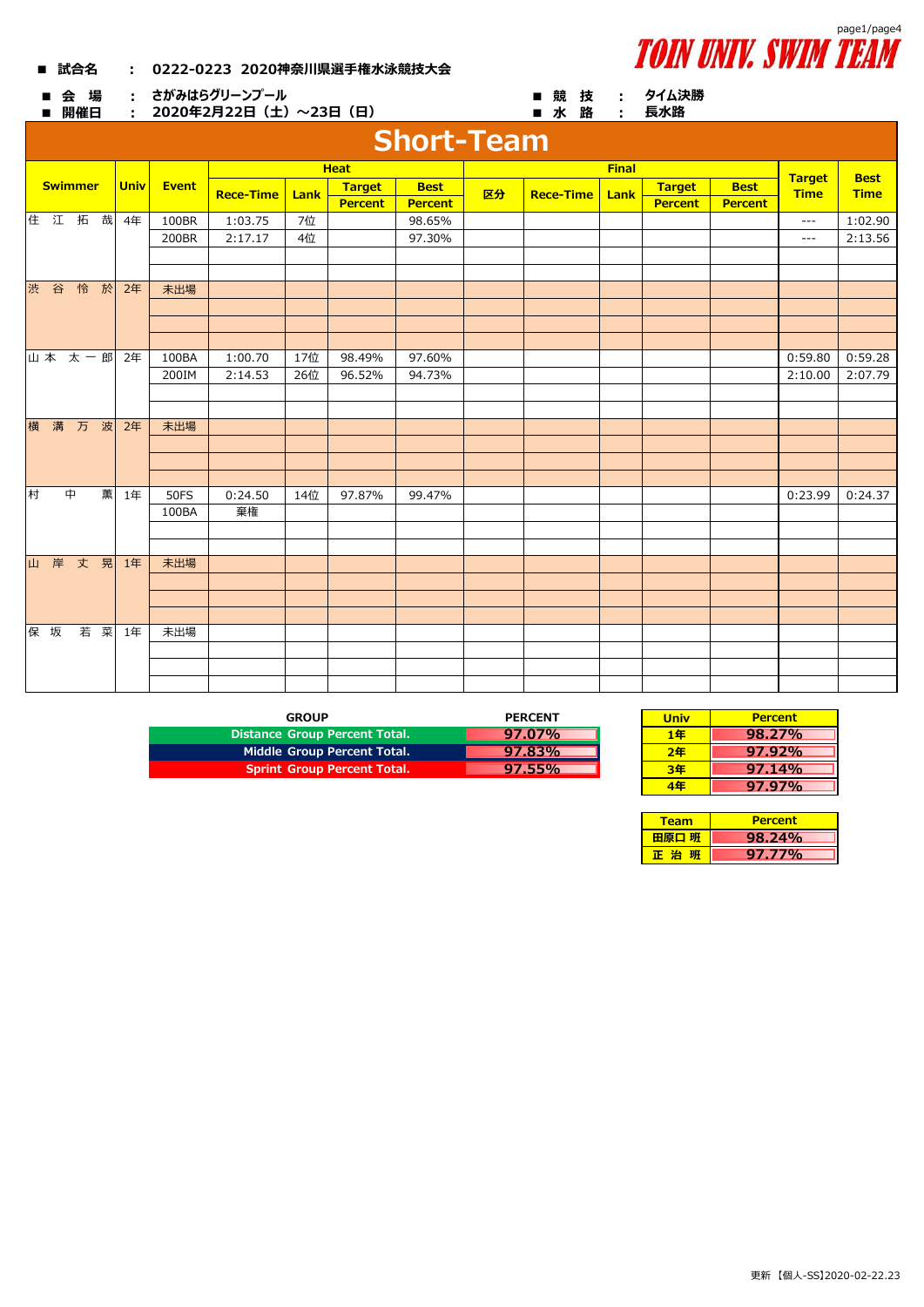TOIN UNIV. SWIM TEAM

■ 試合名　：　0222-0223 2020神奈川県選手権水泳競技大会

■ 会 場　：　さがみはらグリーンプール

■ 開催日　：　2020年2月22日（土）～23日（日）

■ 競 技　：　タイム決勝

■ 水 路　：　長水路

# Short-Team

| Swimmer | Univ | Event | Heat | | | | Final | | | | | Target Time | Best Time |
|---|---|---|---|---|---|---|---|---|---|---|---|---|---|
| | | | Rece-Time | Lank | Target Percent | Best Percent | 区分 | Rece-Time | Lank | Target Percent | Best Percent | | |
| 住 江 拓 哉 | 4年 | 100BR | 1:03.75 | 7位 | | 98.65% | | | | | | --- | 1:02.90 |
| | | 200BR | 2:17.17 | 4位 | | 97.30% | | | | | | --- | 2:13.56 |
| 渋 谷 怜 於 | 2年 | 未出場 | | | | | | | | | | | |
| 山 本 太 一 郎 | 2年 | 100BA | 1:00.70 | 17位 | 98.49% | 97.60% | | | | | | 0:59.80 | 0:59.28 |
| | | 200IM | 2:14.53 | 26位 | 96.52% | 94.73% | | | | | | 2:10.00 | 2:07.79 |
| 横 溝 万 波 | 2年 | 未出場 | | | | | | | | | | | |
| 村 中 薫 | 1年 | 50FS | 0:24.50 | 14位 | 97.87% | 99.47% | | | | | | 0:23.99 | 0:24.37 |
| | | 100BA | 棄権 | | | | | | | | | | |
| 山 岸 丈 晃 | 1年 | 未出場 | | | | | | | | | | | |
| 保 坂 若 菜 | 1年 | 未出場 | | | | | | | | | | | |

| GROUP | PERCENT |
|---|---|
| Distance Group Percent Total. | 97.07% |
| Middle Group Percent Total. | 97.83% |
| Sprint Group Percent Total. | 97.55% |

| Univ | Percent |
|---|---|
| 1年 | 98.27% |
| 2年 | 97.92% |
| 3年 | 97.14% |
| 4年 | 97.97% |

| Team | Percent |
|---|---|
| 田原口 班 | 98.24% |
| 正 治 班 | 97.77% |

更新【個人-SS】2020-02-22.23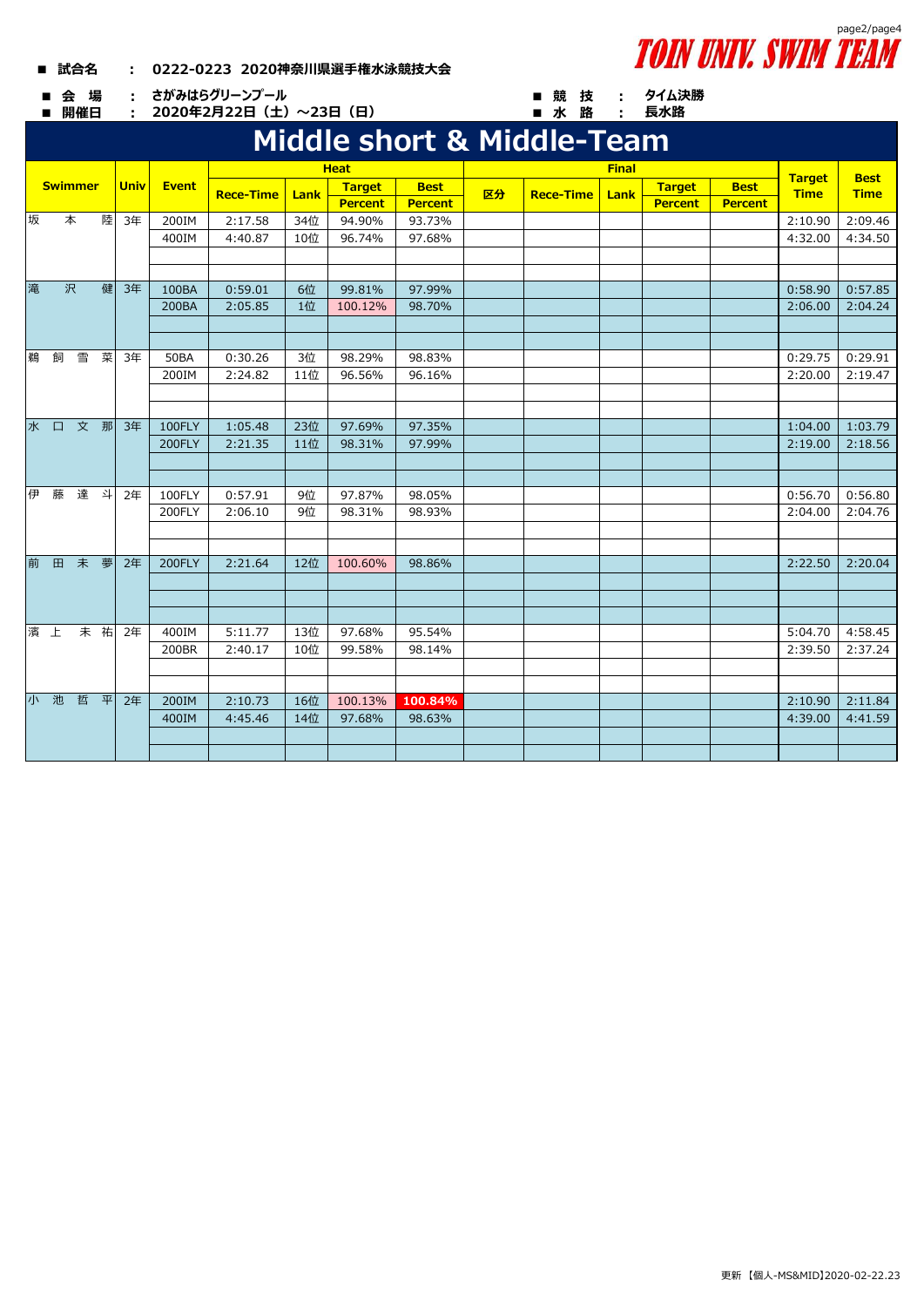TOIN UNIV. SWIM TEAM

■ 試合名 ： 0222-0223 2020神奈川県選手権水泳競技大会

■ 会 場 ： さがみはらグリーンプール
■ 開催日 ： 2020年2月22日（土）～23日（日）

■ 競 技 ： タイム決勝
■ 水 路 ： 長水路

# Middle short & Middle-Team

| Swimmer | Univ | Event | Heat | | | | Final | | | | | Target Time | Best Time |
|---|---|---|---|---|---|---|---|---|---|---|---|---|---|
| | | | Rece-Time | Lank | Target Percent | Best Percent | 区分 | Rece-Time | Lank | Target Percent | Best Percent | | |
| 坂　本　陸 | 3年 | 200IM | 2:17.58 | 34位 | 94.90% | 93.73% | | | | | | 2:10.90 | 2:09.46 |
| | | 400IM | 4:40.87 | 10位 | 96.74% | 97.68% | | | | | | 4:32.00 | 4:34.50 |
| 滝　沢　健 | 3年 | 100BA | 0:59.01 | 6位 | 99.81% | 97.99% | | | | | | 0:58.90 | 0:57.85 |
| | | 200BA | 2:05.85 | 1位 | 100.12% | 98.70% | | | | | | 2:06.00 | 2:04.24 |
| 鵜　飼　雪　菜 | 3年 | 50BA | 0:30.26 | 3位 | 98.29% | 98.83% | | | | | | 0:29.75 | 0:29.91 |
| | | 200IM | 2:24.82 | 11位 | 96.56% | 96.16% | | | | | | 2:20.00 | 2:19.47 |
| 水　口　文　那 | 3年 | 100FLY | 1:05.48 | 23位 | 97.69% | 97.35% | | | | | | 1:04.00 | 1:03.79 |
| | | 200FLY | 2:21.35 | 11位 | 98.31% | 97.99% | | | | | | 2:19.00 | 2:18.56 |
| 伊　藤　達　斗 | 2年 | 100FLY | 0:57.91 | 9位 | 97.87% | 98.05% | | | | | | 0:56.70 | 0:56.80 |
| | | 200FLY | 2:06.10 | 9位 | 98.31% | 98.93% | | | | | | 2:04.00 | 2:04.76 |
| 前　田　未　夢 | 2年 | 200FLY | 2:21.64 | 12位 | 100.60% | 98.86% | | | | | | 2:22.50 | 2:20.04 |
| 濱　上　未　祐 | 2年 | 400IM | 5:11.77 | 13位 | 97.68% | 95.54% | | | | | | 5:04.70 | 4:58.45 |
| | | 200BR | 2:40.17 | 10位 | 99.58% | 98.14% | | | | | | 2:39.50 | 2:37.24 |
| 小　池　哲　平 | 2年 | 200IM | 2:10.73 | 16位 | 100.13% | 100.84% | | | | | | 2:10.90 | 2:11.84 |
| | | 400IM | 4:45.46 | 14位 | 97.68% | 98.63% | | | | | | 4:39.00 | 4:41.59 |

更新【個人-MS&MID】2020-02-22.23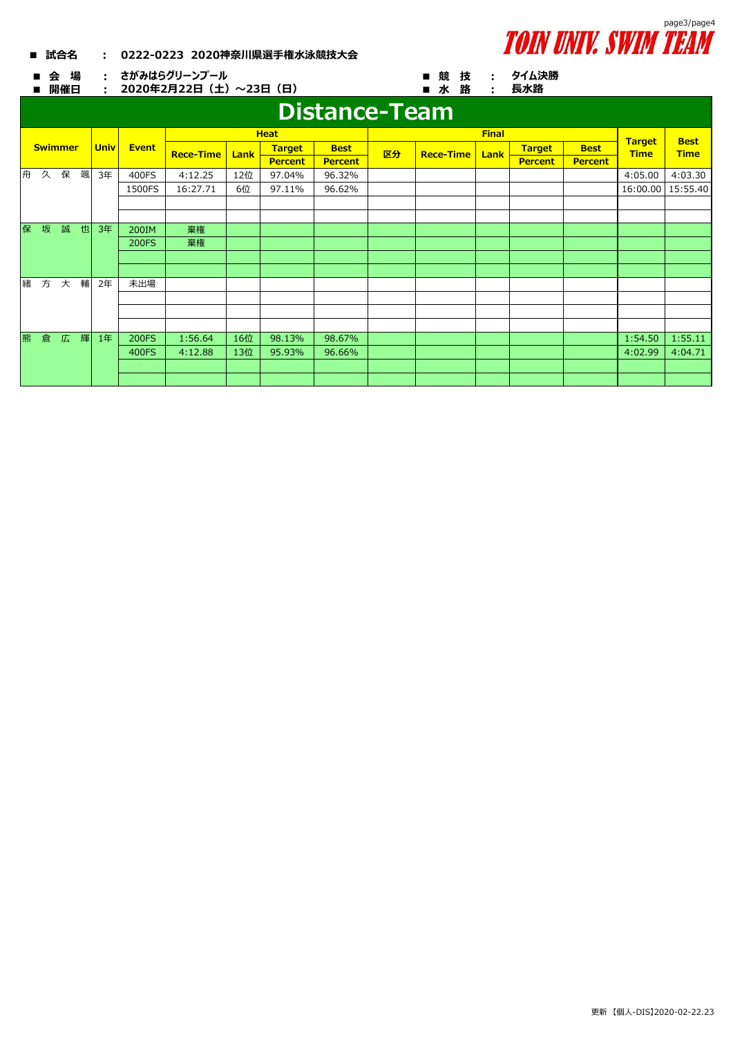**TOIN UNIV. SWIM TEAM**

■ **試合名** ： **0222-0223 2020神奈川県選手権水泳競技大会**

■ **会 場** ： **さがみはらグリーンプール**　　■ **競 技** ： **タイム決勝**

■ **開催日** ： **2020年2月22日（土）～23日（日）**　　■ **水 路** ： **長水路**

# Distance-Team

| Swimmer | Univ | Event | Heat | | | | Final | | | | | Target Time | Best Time |
|---|---|---|---|---|---|---|---|---|---|---|---|---|---|
| | | | Rece-Time | Lank | Target Percent | Best Percent | 区分 | Rece-Time | Lank | Target Percent | Best Percent | | |
| 舟 久 保 颯 | 3年 | 400FS | 4:12.25 | 12位 | 97.04% | 96.32% | | | | | | 4:05.00 | 4:03.30 |
| | | 1500FS | 16:27.71 | 6位 | 97.11% | 96.62% | | | | | | 16:00.00 | 15:55.40 |
| 保 坂 誠 也 | 3年 | 200IM | 棄権 | | | | | | | | | | |
| | | 200FS | 棄権 | | | | | | | | | | |
| 緒 方 大 輔 | 2年 | 未出場 | | | | | | | | | | | |
| 熊 倉 広 輝 | 1年 | 200FS | 1:56.64 | 16位 | 98.13% | 98.67% | | | | | | 1:54.50 | 1:55.11 |
| | | 400FS | 4:12.88 | 13位 | 95.93% | 96.66% | | | | | | 4:02.99 | 4:04.71 |

更新 【個人-DIS】2020-02-22.23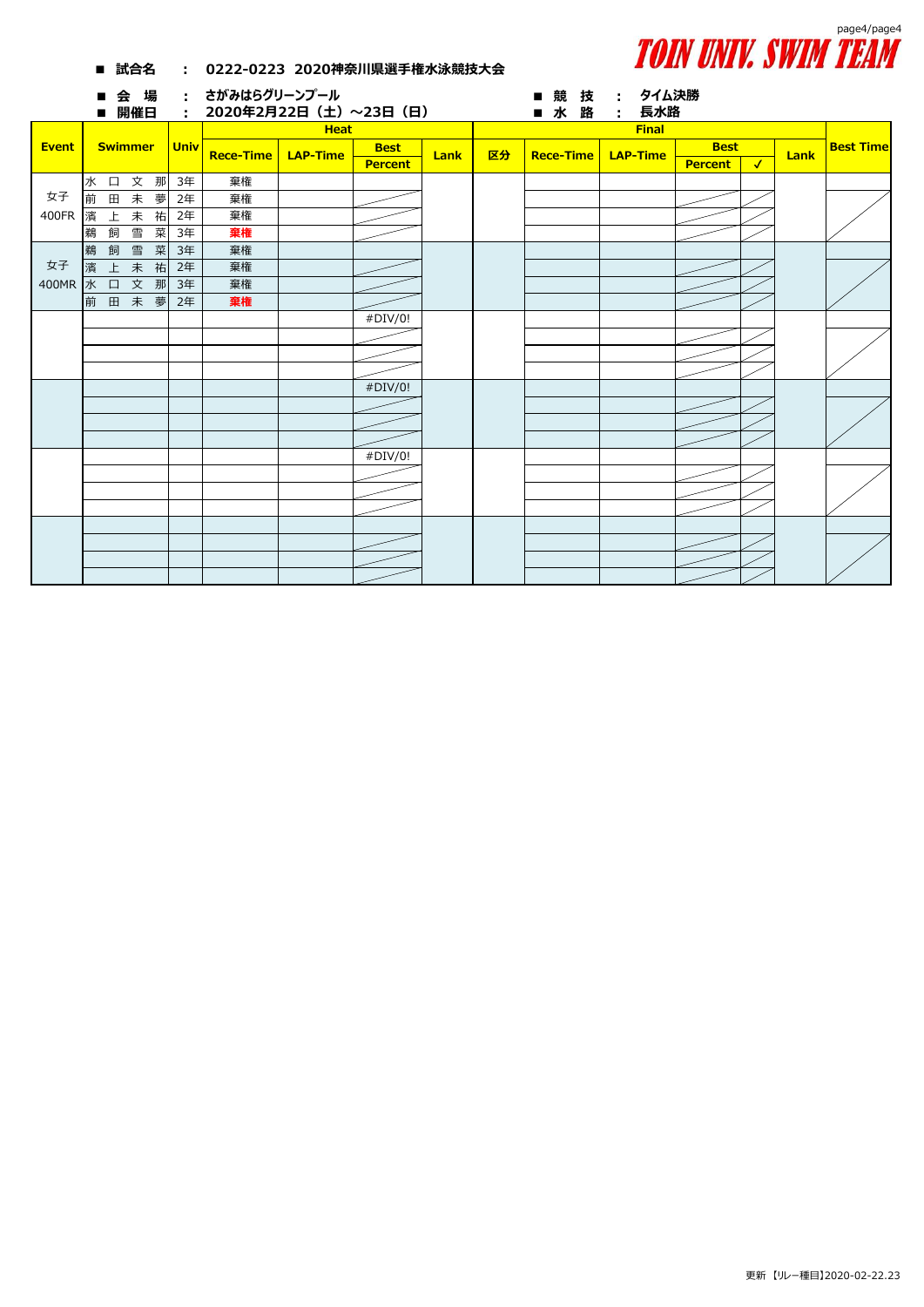■ 試合名　:　0222-0223 2020神奈川県選手権水泳競技大会

TOIN UNIV. SWIM TEAM

■ 会 場　:　さがみはらグリーンプール　　■ 競 技　:　タイム決勝

■ 開催日　:　2020年2月22日（土）～23日（日）　　■ 水 路　:　長水路

| Event | Swimmer | Univ | Heat | | | | Final | | | | | | Best Time |
|---|---|---|---|---|---|---|---|---|---|---|---|---|---|
| | | | Rece-Time | LAP-Time | Best Percent | Lank | 区分 | Rece-Time | LAP-Time | Best Percent | ✓ | Lank | |
| 女子 400FR | 水口文那 | 3年 | 棄権 | | | | | | | | | | |
| | 前田未夢 | 2年 | 棄権 | | | | | | | | | | |
| | 濱上未祐 | 2年 | 棄権 | | | | | | | | | | |
| | 鵜飼雪菜 | 3年 | 棄権 | | | | | | | | | | |
| 女子 400MR | 鵜飼雪菜 | 3年 | 棄権 | | | | | | | | | | |
| | 濱上未祐 | 2年 | 棄権 | | | | | | | | | | |
| | 水口文那 | 3年 | 棄権 | | | | | | | | | | |
| | 前田未夢 | 2年 | 棄権 | | | | | | | | | | |
| | | | | | #DIV/0! | | | | | | | | |
| | | | | | | | | | | | | | |
| | | | | | | | | | | | | | |
| | | | | | | | | | | | | | |
| | | | | | #DIV/0! | | | | | | | | |
| | | | | | | | | | | | | | |
| | | | | | | | | | | | | | |
| | | | | | | | | | | | | | |
| | | | | | #DIV/0! | | | | | | | | |
| | | | | | | | | | | | | | |
| | | | | | | | | | | | | | |
| | | | | | | | | | | | | | |
| | | | | | | | | | | | | | |
| | | | | | | | | | | | | | |
| | | | | | | | | | | | | | |
| | | | | | | | | | | | | | |

更新【リレー種目】2020-02-22.23